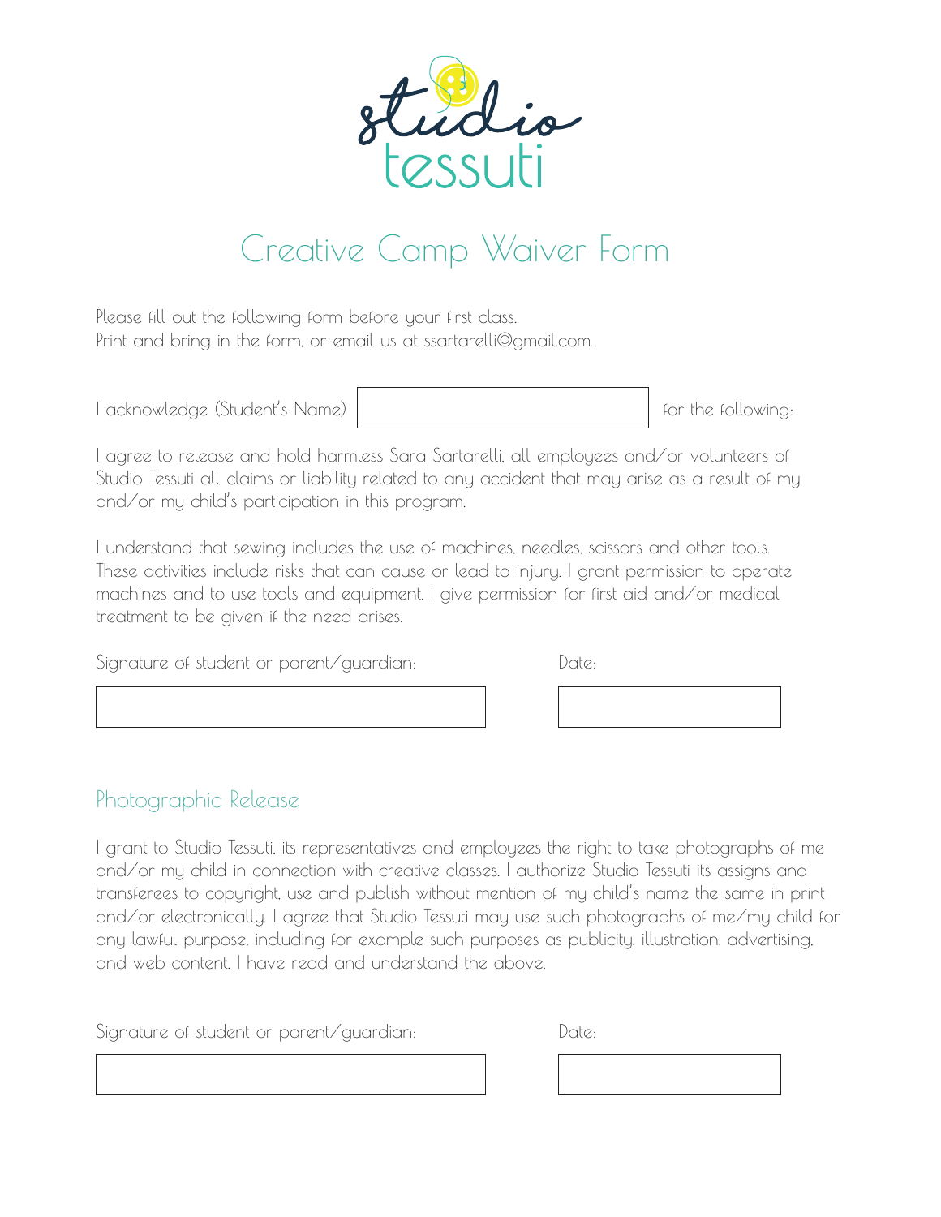studio
tessuti

# Creative Camp Waiver Form

Please fill out the following form before your first class.
Print and bring in the form, or email us at ssartarelli@gmail.com.

I acknowledge (Student's Name) ____________________ for the following:

I agree to release and hold harmless Sara Sartarelli, all employees and/or volunteers of Studio Tessuti all claims or liability related to any accident that may arise as a result of my and/or my child's participation in this program.

I understand that sewing includes the use of machines, needles, scissors and other tools. These activities include risks that can cause or lead to injury. I grant permission to operate machines and to use tools and equipment. I give permission for first aid and/or medical treatment to be given if the need arises.

Signature of student or parent/guardian: ____________________ Date: ____________

## Photographic Release

I grant to Studio Tessuti, its representatives and employees the right to take photographs of me and/or my child in connection with creative classes. I authorize Studio Tessuti its assigns and transferees to copyright, use and publish without mention of my child's name the same in print and/or electronically. I agree that Studio Tessuti may use such photographs of me/my child for any lawful purpose, including for example such purposes as publicity, illustration, advertising, and web content. I have read and understand the above.

Signature of student or parent/guardian: ____________________ Date: ____________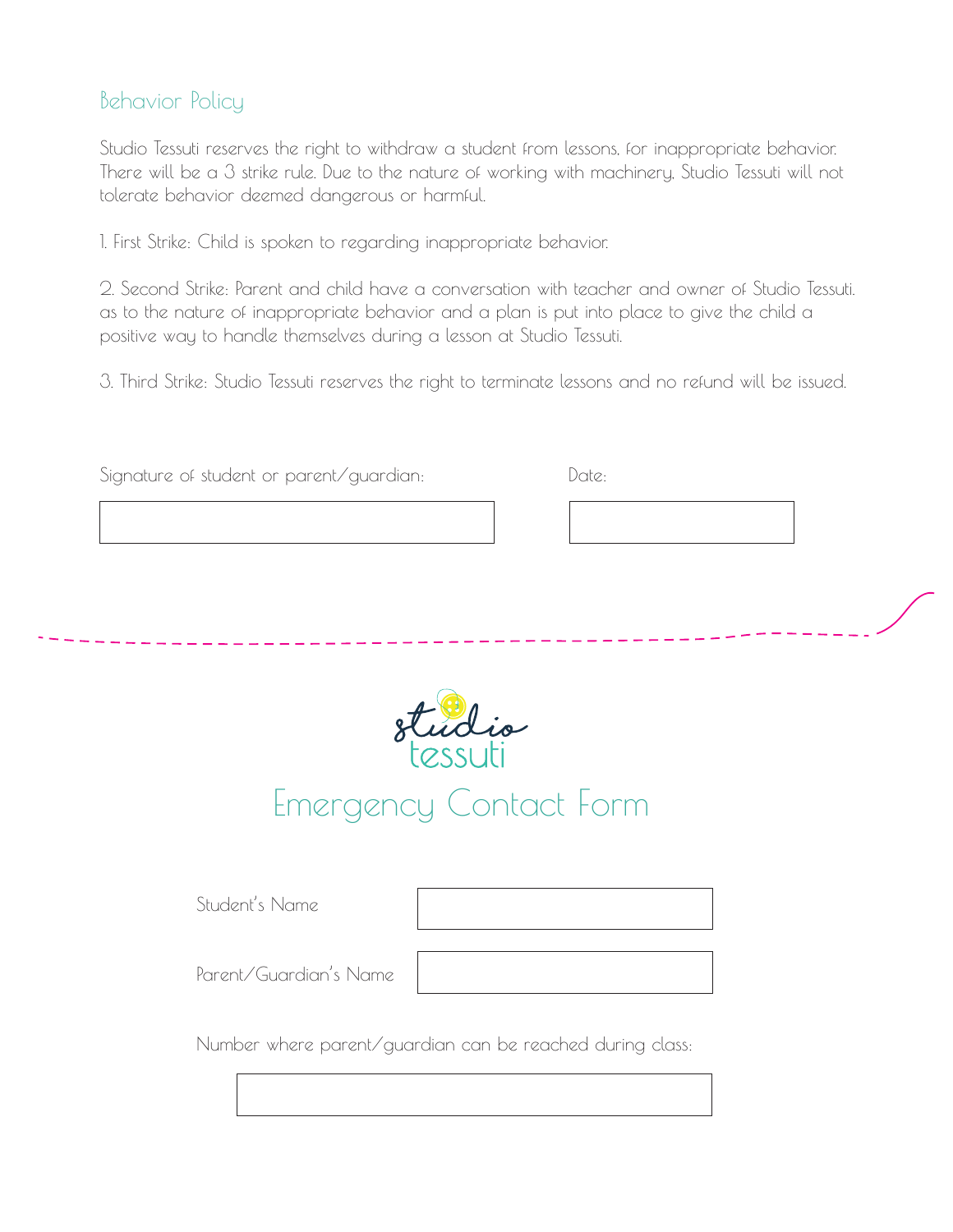## Behavior Policy

Studio Tessuti reserves the right to withdraw a student from lessons, for inappropriate behavior. There will be a 3 strike rule. Due to the nature of working with machinery, Studio Tessuti will not tolerate behavior deemed dangerous or harmful.

1. First Strike: Child is spoken to regarding inappropriate behavior.

2. Second Strike: Parent and child have a conversation with teacher and owner of Studio Tessuti. as to the nature of inappropriate behavior and a plan is put into place to give the child a positive way to handle themselves during a lesson at Studio Tessuti.

3. Third Strike: Studio Tessuti reserves the right to terminate lessons and no refund will be issued.

Signature of student or parent/guardian: ______________________

Date: ______________

---

studio tessuti

# Emergency Contact Form

Student's Name ______________________

Parent/Guardian's Name ______________________

Number where parent/guardian can be reached during class:

______________________